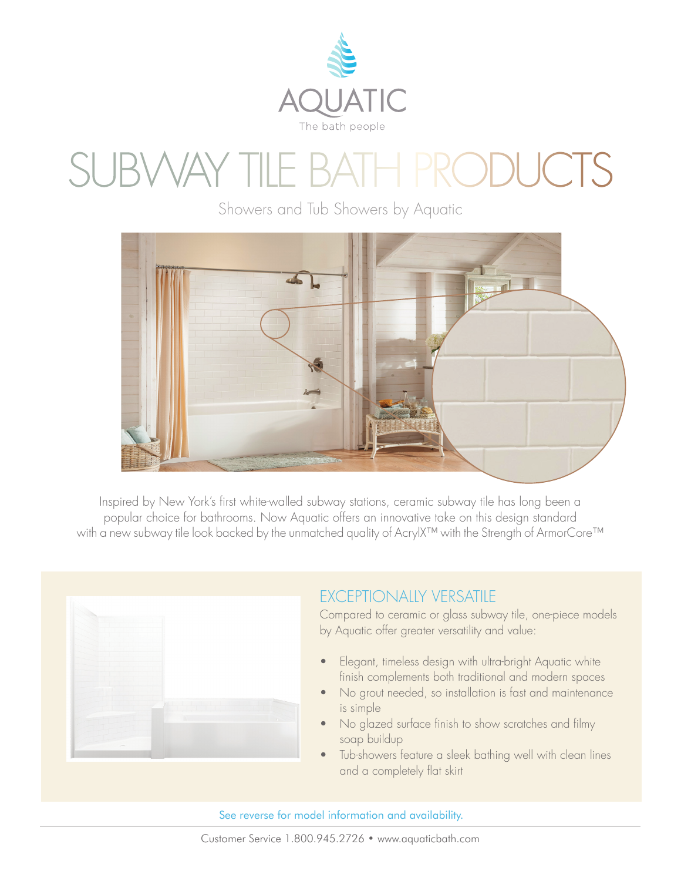AQUATIC

The bath people

# SUBWAY TILE BATH PRODUCTS

Showers and Tub Showers by Aquatic

Inspired by New York's first white-walled subway stations, ceramic subway tile has long been a popular choice for bathrooms. Now Aquatic offers an innovative take on this design standard with a new subway tile look backed by the unmatched quality of AcrylX™ with the Strength of ArmorCore™

## EXCEPTIONALLY VERSATILE

Compared to ceramic or glass subway tile, one-piece models by Aquatic offer greater versatility and value:

- Elegant, timeless design with ultra-bright Aquatic white finish complements both traditional and modern spaces
- No grout needed, so installation is fast and maintenance is simple
- No glazed surface finish to show scratches and filmy soap buildup
- Tub-showers feature a sleek bathing well with clean lines and a completely flat skirt

See reverse for model information and availability.

Customer Service 1.800.945.2726 • www.aquaticbath.com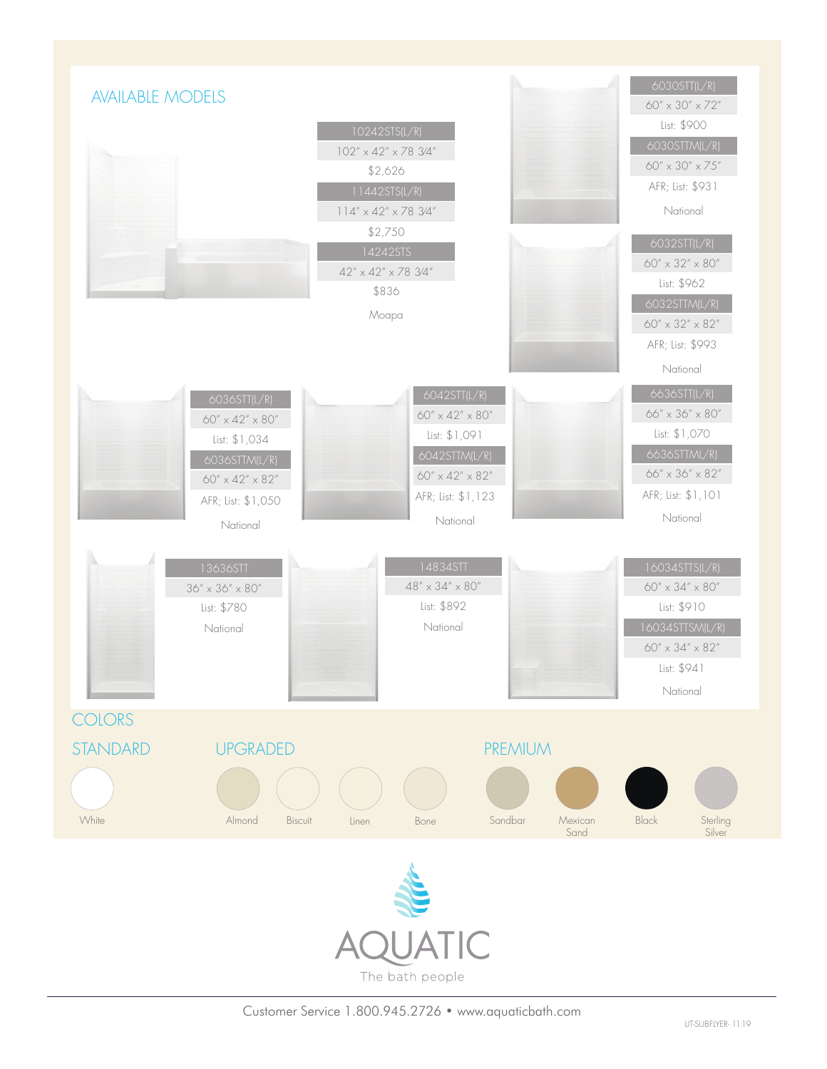## AVAILABLE MODELS

**10242STS(L/R)**
102" x 42" x 78 3/4"
$2,626

**11442STS(L/R)**
114" x 42" x 78 3/4"
$2,750

**14242STS**
42" x 42" x 78 3/4"
$836

Moapa

**6030STT(L/R)**
60" x 30" x 72"
List: $900

**6030STTM(L/R)**
60" x 30" x 75"
AFR; List: $931

National

**6032STT(L/R)**
60" x 32" x 80"
List: $962

**6032STTM(L/R)**
60" x 32" x 82"
AFR; List: $993

National

**6036STT(L/R)**
60" x 42" x 80"
List: $1,034

**6036STTM(L/R)**
60" x 42" x 82"
AFR; List: $1,050

National

**6042STT(L/R)**
60" x 42" x 80"
List: $1,091

**6042STTM(L/R)**
60" x 42" x 82"
AFR; List: $1,123

National

**6636STT(L/R)**
66" x 36" x 80"
List: $1,070

**6636STTM(L/R)**
66" x 36" x 82"
AFR; List: $1,101

National

**13636STT**
36" x 36" x 80"
List: $780

National

**14834STT**
48" x 34" x 80"
List: $892

National

**16034STTS(L/R)**
60" x 34" x 80"
List: $910

**16034STTSM(L/R)**
60" x 34" x 82"
List: $941

National

## COLORS

### STANDARD

White

### UPGRADED

Almond, Biscuit, Linen, Bone

### PREMIUM

Sandbar, Mexican Sand, Black, Sterling Silver

AQUATIC
The bath people

Customer Service 1.800.945.2726 • www.aquaticbath.com

LIT-SUBFLYER- 11.19